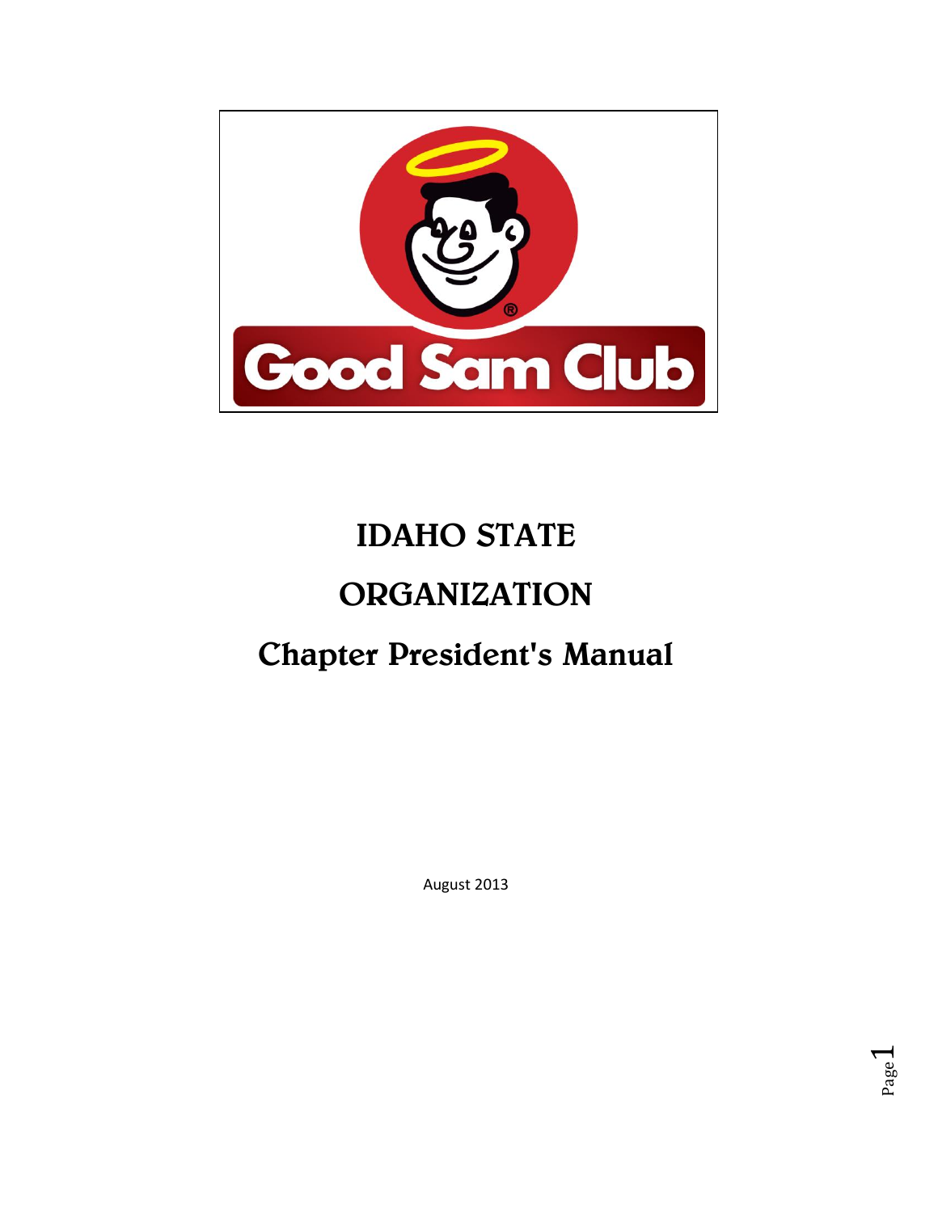# IDAHO STATE

# ORGANIZATION

## Chapter President's Manual

August 2013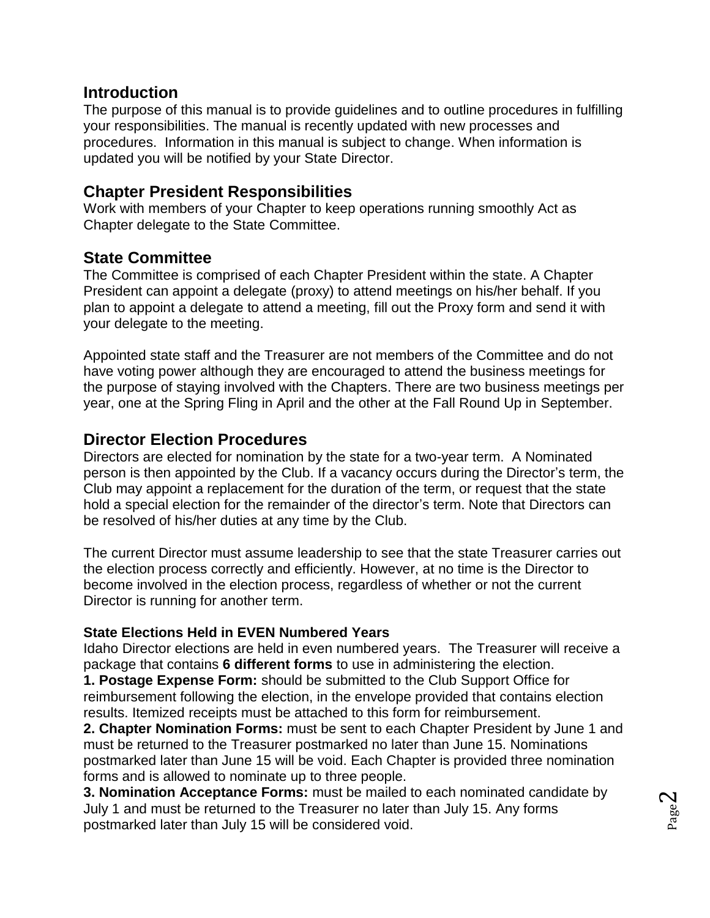## Introduction

The purpose of this manual is to provide guidelines and to outline procedures in fulfilling your responsibilities. The manual is recently updated with new processes and procedures. Information in this manual is subject to change. When information is updated you will be notified by your State Director.

## Chapter President Responsibilities

Work with members of your Chapter to keep operations running smoothly Act as Chapter delegate to the State Committee.

## State Committee

The Committee is comprised of each Chapter President within the state. A Chapter President can appoint a delegate (proxy) to attend meetings on his/her behalf. If you plan to appoint a delegate to attend a meeting, fill out the Proxy form and send it with your delegate to the meeting.

Appointed state staff and the Treasurer are not members of the Committee and do not have voting power although they are encouraged to attend the business meetings for the purpose of staying involved with the Chapters. There are two business meetings per year, one at the Spring Fling in April and the other at the Fall Round Up in September.

## Director Election Procedures

Directors are elected for nomination by the state for a two-year term. A Nominated person is then appointed by the Club. If a vacancy occurs during the Director's term, the Club may appoint a replacement for the duration of the term, or request that the state hold a special election for the remainder of the director's term. Note that Directors can be resolved of his/her duties at any time by the Club.

The current Director must assume leadership to see that the state Treasurer carries out the election process correctly and efficiently. However, at no time is the Director to become involved in the election process, regardless of whether or not the current Director is running for another term.

### State Elections Held in EVEN Numbered Years

Idaho Director elections are held in even numbered years. The Treasurer will receive a package that contains **6 different forms** to use in administering the election.

**1. Postage Expense Form:** should be submitted to the Club Support Office for reimbursement following the election, in the envelope provided that contains election results. Itemized receipts must be attached to this form for reimbursement.

**2. Chapter Nomination Forms:** must be sent to each Chapter President by June 1 and must be returned to the Treasurer postmarked no later than June 15. Nominations postmarked later than June 15 will be void. Each Chapter is provided three nomination forms and is allowed to nominate up to three people.

**3. Nomination Acceptance Forms:** must be mailed to each nominated candidate by July 1 and must be returned to the Treasurer no later than July 15. Any forms postmarked later than July 15 will be considered void.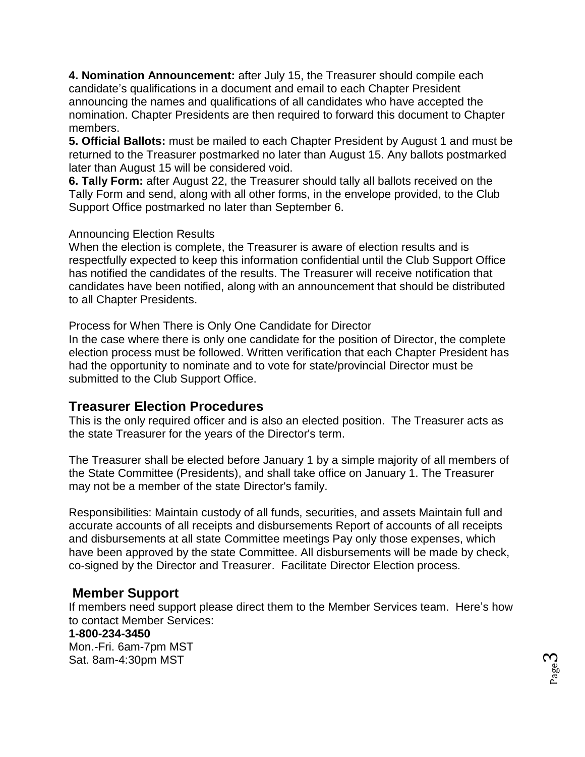**4. Nomination Announcement:** after July 15, the Treasurer should compile each candidate's qualifications in a document and email to each Chapter President announcing the names and qualifications of all candidates who have accepted the nomination. Chapter Presidents are then required to forward this document to Chapter members.

**5. Official Ballots:** must be mailed to each Chapter President by August 1 and must be returned to the Treasurer postmarked no later than August 15. Any ballots postmarked later than August 15 will be considered void.

**6. Tally Form:** after August 22, the Treasurer should tally all ballots received on the Tally Form and send, along with all other forms, in the envelope provided, to the Club Support Office postmarked no later than September 6.

Announcing Election Results

When the election is complete, the Treasurer is aware of election results and is respectfully expected to keep this information confidential until the Club Support Office has notified the candidates of the results. The Treasurer will receive notification that candidates have been notified, along with an announcement that should be distributed to all Chapter Presidents.

Process for When There is Only One Candidate for Director

In the case where there is only one candidate for the position of Director, the complete election process must be followed. Written verification that each Chapter President has had the opportunity to nominate and to vote for state/provincial Director must be submitted to the Club Support Office.

## Treasurer Election Procedures

This is the only required officer and is also an elected position. The Treasurer acts as the state Treasurer for the years of the Director's term.

The Treasurer shall be elected before January 1 by a simple majority of all members of the State Committee (Presidents), and shall take office on January 1. The Treasurer may not be a member of the state Director's family.

Responsibilities: Maintain custody of all funds, securities, and assets Maintain full and accurate accounts of all receipts and disbursements Report of accounts of all receipts and disbursements at all state Committee meetings Pay only those expenses, which have been approved by the state Committee. All disbursements will be made by check, co-signed by the Director and Treasurer. Facilitate Director Election process.

## Member Support

If members need support please direct them to the Member Services team. Here's how to contact Member Services:

**1-800-234-3450**

Mon.-Fri. 6am-7pm MST

Sat. 8am-4:30pm MST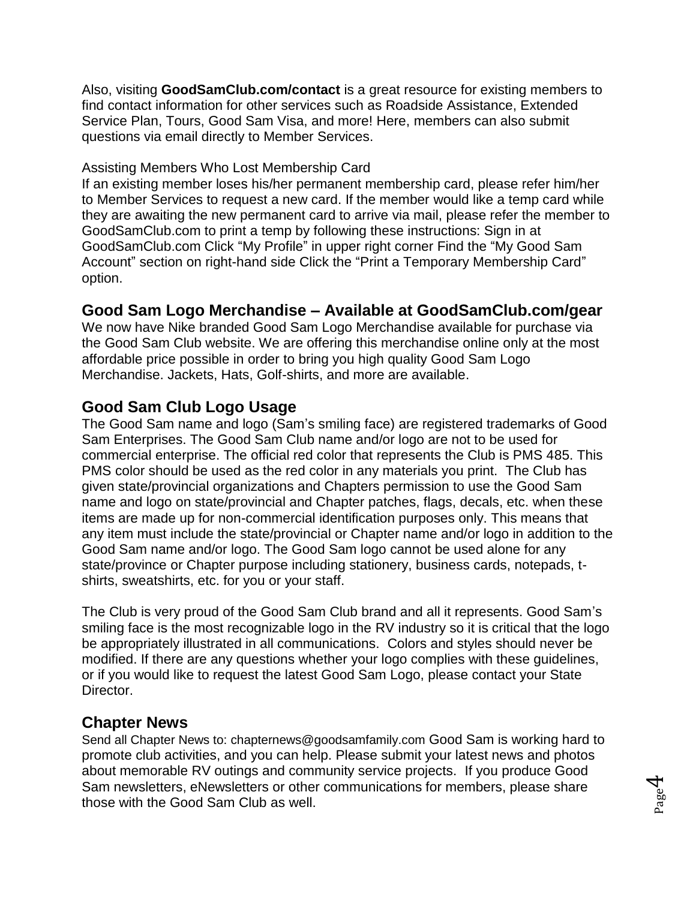Also, visiting **GoodSamClub.com/contact** is a great resource for existing members to find contact information for other services such as Roadside Assistance, Extended Service Plan, Tours, Good Sam Visa, and more! Here, members can also submit questions via email directly to Member Services.

Assisting Members Who Lost Membership Card

If an existing member loses his/her permanent membership card, please refer him/her to Member Services to request a new card. If the member would like a temp card while they are awaiting the new permanent card to arrive via mail, please refer the member to GoodSamClub.com to print a temp by following these instructions: Sign in at GoodSamClub.com Click "My Profile" in upper right corner Find the "My Good Sam Account" section on right-hand side Click the "Print a Temporary Membership Card" option.

## Good Sam Logo Merchandise – Available at GoodSamClub.com/gear

We now have Nike branded Good Sam Logo Merchandise available for purchase via the Good Sam Club website. We are offering this merchandise online only at the most affordable price possible in order to bring you high quality Good Sam Logo Merchandise. Jackets, Hats, Golf-shirts, and more are available.

## Good Sam Club Logo Usage

The Good Sam name and logo (Sam's smiling face) are registered trademarks of Good Sam Enterprises. The Good Sam Club name and/or logo are not to be used for commercial enterprise. The official red color that represents the Club is PMS 485. This PMS color should be used as the red color in any materials you print. The Club has given state/provincial organizations and Chapters permission to use the Good Sam name and logo on state/provincial and Chapter patches, flags, decals, etc. when these items are made up for non-commercial identification purposes only. This means that any item must include the state/provincial or Chapter name and/or logo in addition to the Good Sam name and/or logo. The Good Sam logo cannot be used alone for any state/province or Chapter purpose including stationery, business cards, notepads, t-shirts, sweatshirts, etc. for you or your staff.

The Club is very proud of the Good Sam Club brand and all it represents. Good Sam's smiling face is the most recognizable logo in the RV industry so it is critical that the logo be appropriately illustrated in all communications. Colors and styles should never be modified. If there are any questions whether your logo complies with these guidelines, or if you would like to request the latest Good Sam Logo, please contact your State Director.

## Chapter News

Send all Chapter News to: chapternews@goodsamfamily.com Good Sam is working hard to promote club activities, and you can help. Please submit your latest news and photos about memorable RV outings and community service projects. If you produce Good Sam newsletters, eNewsletters or other communications for members, please share those with the Good Sam Club as well.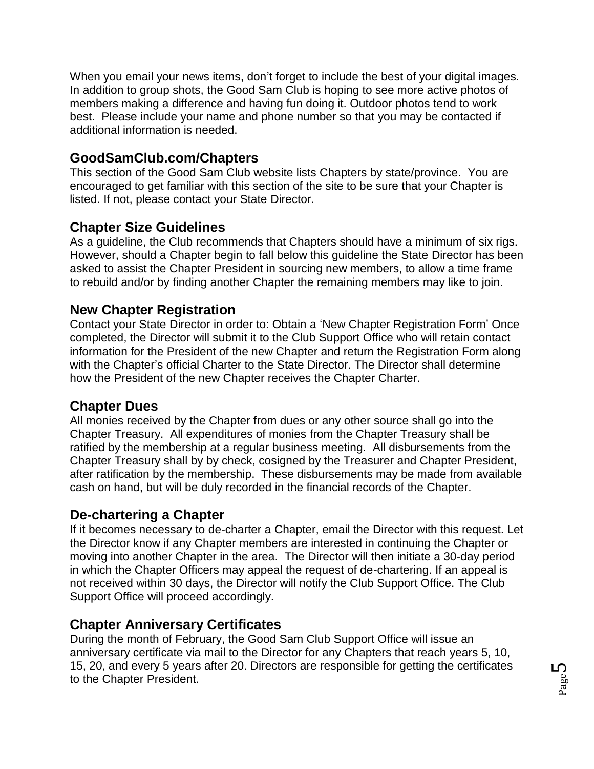When you email your news items, don't forget to include the best of your digital images. In addition to group shots, the Good Sam Club is hoping to see more active photos of members making a difference and having fun doing it. Outdoor photos tend to work best. Please include your name and phone number so that you may be contacted if additional information is needed.

## GoodSamClub.com/Chapters

This section of the Good Sam Club website lists Chapters by state/province. You are encouraged to get familiar with this section of the site to be sure that your Chapter is listed. If not, please contact your State Director.

## Chapter Size Guidelines

As a guideline, the Club recommends that Chapters should have a minimum of six rigs. However, should a Chapter begin to fall below this guideline the State Director has been asked to assist the Chapter President in sourcing new members, to allow a time frame to rebuild and/or by finding another Chapter the remaining members may like to join.

## New Chapter Registration

Contact your State Director in order to: Obtain a 'New Chapter Registration Form' Once completed, the Director will submit it to the Club Support Office who will retain contact information for the President of the new Chapter and return the Registration Form along with the Chapter's official Charter to the State Director. The Director shall determine how the President of the new Chapter receives the Chapter Charter.

## Chapter Dues

All monies received by the Chapter from dues or any other source shall go into the Chapter Treasury. All expenditures of monies from the Chapter Treasury shall be ratified by the membership at a regular business meeting. All disbursements from the Chapter Treasury shall by by check, cosigned by the Treasurer and Chapter President, after ratification by the membership. These disbursements may be made from available cash on hand, but will be duly recorded in the financial records of the Chapter.

## De-chartering a Chapter

If it becomes necessary to de-charter a Chapter, email the Director with this request. Let the Director know if any Chapter members are interested in continuing the Chapter or moving into another Chapter in the area. The Director will then initiate a 30-day period in which the Chapter Officers may appeal the request of de-chartering. If an appeal is not received within 30 days, the Director will notify the Club Support Office. The Club Support Office will proceed accordingly.

## Chapter Anniversary Certificates

During the month of February, the Good Sam Club Support Office will issue an anniversary certificate via mail to the Director for any Chapters that reach years 5, 10, 15, 20, and every 5 years after 20. Directors are responsible for getting the certificates to the Chapter President.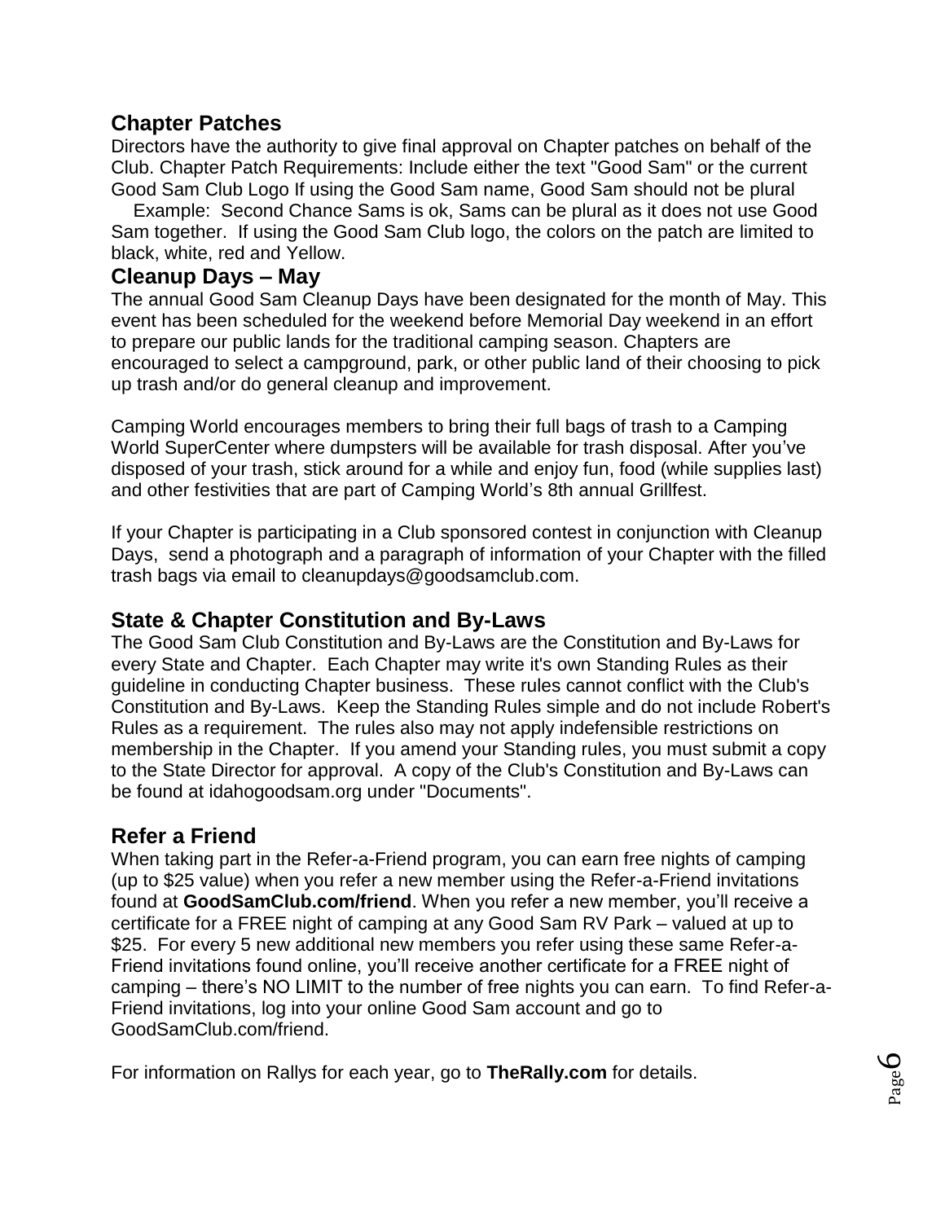## Chapter Patches

Directors have the authority to give final approval on Chapter patches on behalf of the Club. Chapter Patch Requirements: Include either the text "Good Sam" or the current Good Sam Club Logo If using the Good Sam name, Good Sam should not be plural

Example: Second Chance Sams is ok, Sams can be plural as it does not use Good Sam together. If using the Good Sam Club logo, the colors on the patch are limited to black, white, red and Yellow.

## Cleanup Days – May

The annual Good Sam Cleanup Days have been designated for the month of May. This event has been scheduled for the weekend before Memorial Day weekend in an effort to prepare our public lands for the traditional camping season. Chapters are encouraged to select a campground, park, or other public land of their choosing to pick up trash and/or do general cleanup and improvement.

Camping World encourages members to bring their full bags of trash to a Camping World SuperCenter where dumpsters will be available for trash disposal. After you've disposed of your trash, stick around for a while and enjoy fun, food (while supplies last) and other festivities that are part of Camping World's 8th annual Grillfest.

If your Chapter is participating in a Club sponsored contest in conjunction with Cleanup Days, send a photograph and a paragraph of information of your Chapter with the filled trash bags via email to cleanupdays@goodsamclub.com.

## State & Chapter Constitution and By-Laws

The Good Sam Club Constitution and By-Laws are the Constitution and By-Laws for every State and Chapter. Each Chapter may write it's own Standing Rules as their guideline in conducting Chapter business. These rules cannot conflict with the Club's Constitution and By-Laws. Keep the Standing Rules simple and do not include Robert's Rules as a requirement. The rules also may not apply indefensible restrictions on membership in the Chapter. If you amend your Standing rules, you must submit a copy to the State Director for approval. A copy of the Club's Constitution and By-Laws can be found at idahogoodsam.org under "Documents".

## Refer a Friend

When taking part in the Refer-a-Friend program, you can earn free nights of camping (up to $25 value) when you refer a new member using the Refer-a-Friend invitations found at **GoodSamClub.com/friend**. When you refer a new member, you'll receive a certificate for a FREE night of camping at any Good Sam RV Park – valued at up to $25. For every 5 new additional new members you refer using these same Refer-a-Friend invitations found online, you'll receive another certificate for a FREE night of camping – there's NO LIMIT to the number of free nights you can earn. To find Refer-a-Friend invitations, log into your online Good Sam account and go to GoodSamClub.com/friend.

For information on Rallys for each year, go to **TheRally.com** for details.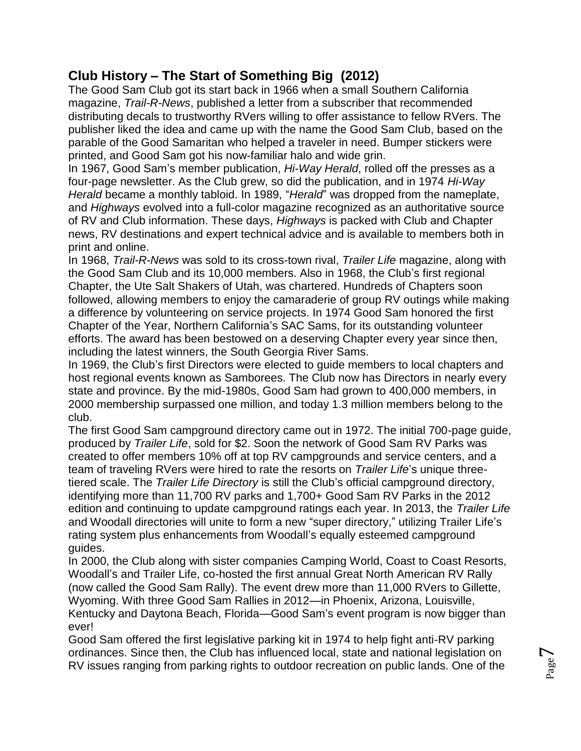## Club History – The Start of Something Big (2012)

The Good Sam Club got its start back in 1966 when a small Southern California magazine, *Trail-R-News*, published a letter from a subscriber that recommended distributing decals to trustworthy RVers willing to offer assistance to fellow RVers. The publisher liked the idea and came up with the name the Good Sam Club, based on the parable of the Good Samaritan who helped a traveler in need. Bumper stickers were printed, and Good Sam got his now-familiar halo and wide grin.

In 1967, Good Sam's member publication, *Hi-Way Herald*, rolled off the presses as a four-page newsletter. As the Club grew, so did the publication, and in 1974 *Hi-Way Herald* became a monthly tabloid. In 1989, "*Herald*" was dropped from the nameplate, and *Highways* evolved into a full-color magazine recognized as an authoritative source of RV and Club information. These days, *Highways* is packed with Club and Chapter news, RV destinations and expert technical advice and is available to members both in print and online.

In 1968, *Trail-R-News* was sold to its cross-town rival, *Trailer Life* magazine, along with the Good Sam Club and its 10,000 members. Also in 1968, the Club's first regional Chapter, the Ute Salt Shakers of Utah, was chartered. Hundreds of Chapters soon followed, allowing members to enjoy the camaraderie of group RV outings while making a difference by volunteering on service projects. In 1974 Good Sam honored the first Chapter of the Year, Northern California's SAC Sams, for its outstanding volunteer efforts. The award has been bestowed on a deserving Chapter every year since then, including the latest winners, the South Georgia River Sams.

In 1969, the Club's first Directors were elected to guide members to local chapters and host regional events known as Samborees. The Club now has Directors in nearly every state and province. By the mid-1980s, Good Sam had grown to 400,000 members, in 2000 membership surpassed one million, and today 1.3 million members belong to the club.

The first Good Sam campground directory came out in 1972. The initial 700-page guide, produced by *Trailer Life*, sold for $2. Soon the network of Good Sam RV Parks was created to offer members 10% off at top RV campgrounds and service centers, and a team of traveling RVers were hired to rate the resorts on *Trailer Life*'s unique three-tiered scale. The *Trailer Life Directory* is still the Club's official campground directory, identifying more than 11,700 RV parks and 1,700+ Good Sam RV Parks in the 2012 edition and continuing to update campground ratings each year. In 2013, the *Trailer Life* and Woodall directories will unite to form a new "super directory," utilizing Trailer Life's rating system plus enhancements from Woodall's equally esteemed campground guides.

In 2000, the Club along with sister companies Camping World, Coast to Coast Resorts, Woodall's and Trailer Life, co-hosted the first annual Great North American RV Rally (now called the Good Sam Rally). The event drew more than 11,000 RVers to Gillette, Wyoming. With three Good Sam Rallies in 2012—in Phoenix, Arizona, Louisville, Kentucky and Daytona Beach, Florida—Good Sam's event program is now bigger than ever!

Good Sam offered the first legislative parking kit in 1974 to help fight anti-RV parking ordinances. Since then, the Club has influenced local, state and national legislation on RV issues ranging from parking rights to outdoor recreation on public lands. One of the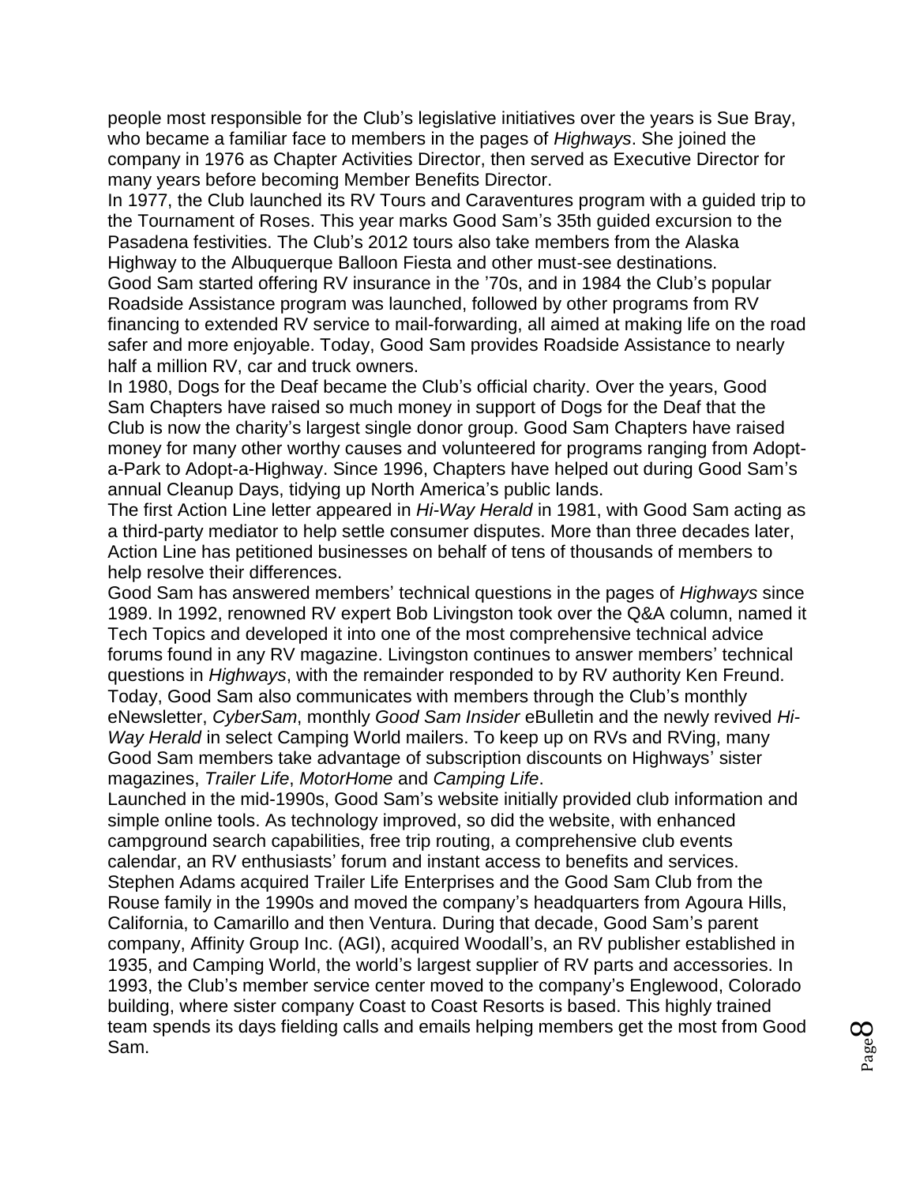people most responsible for the Club's legislative initiatives over the years is Sue Bray, who became a familiar face to members in the pages of *Highways*. She joined the company in 1976 as Chapter Activities Director, then served as Executive Director for many years before becoming Member Benefits Director.

In 1977, the Club launched its RV Tours and Caraventures program with a guided trip to the Tournament of Roses. This year marks Good Sam's 35th guided excursion to the Pasadena festivities. The Club's 2012 tours also take members from the Alaska Highway to the Albuquerque Balloon Fiesta and other must-see destinations.

Good Sam started offering RV insurance in the '70s, and in 1984 the Club's popular Roadside Assistance program was launched, followed by other programs from RV financing to extended RV service to mail-forwarding, all aimed at making life on the road safer and more enjoyable. Today, Good Sam provides Roadside Assistance to nearly half a million RV, car and truck owners.

In 1980, Dogs for the Deaf became the Club's official charity. Over the years, Good Sam Chapters have raised so much money in support of Dogs for the Deaf that the Club is now the charity's largest single donor group. Good Sam Chapters have raised money for many other worthy causes and volunteered for programs ranging from Adopt-a-Park to Adopt-a-Highway. Since 1996, Chapters have helped out during Good Sam's annual Cleanup Days, tidying up North America's public lands.

The first Action Line letter appeared in *Hi-Way Herald* in 1981, with Good Sam acting as a third-party mediator to help settle consumer disputes. More than three decades later, Action Line has petitioned businesses on behalf of tens of thousands of members to help resolve their differences.

Good Sam has answered members' technical questions in the pages of *Highways* since 1989. In 1992, renowned RV expert Bob Livingston took over the Q&A column, named it Tech Topics and developed it into one of the most comprehensive technical advice forums found in any RV magazine. Livingston continues to answer members' technical questions in *Highways*, with the remainder responded to by RV authority Ken Freund.

Today, Good Sam also communicates with members through the Club's monthly eNewsletter, *CyberSam*, monthly *Good Sam Insider* eBulletin and the newly revived *Hi-Way Herald* in select Camping World mailers. To keep up on RVs and RVing, many Good Sam members take advantage of subscription discounts on Highways' sister magazines, *Trailer Life*, *MotorHome* and *Camping Life*.

Launched in the mid-1990s, Good Sam's website initially provided club information and simple online tools. As technology improved, so did the website, with enhanced campground search capabilities, free trip routing, a comprehensive club events calendar, an RV enthusiasts' forum and instant access to benefits and services.

Stephen Adams acquired Trailer Life Enterprises and the Good Sam Club from the Rouse family in the 1990s and moved the company's headquarters from Agoura Hills, California, to Camarillo and then Ventura. During that decade, Good Sam's parent company, Affinity Group Inc. (AGI), acquired Woodall's, an RV publisher established in 1935, and Camping World, the world's largest supplier of RV parts and accessories. In 1993, the Club's member service center moved to the company's Englewood, Colorado building, where sister company Coast to Coast Resorts is based. This highly trained team spends its days fielding calls and emails helping members get the most from Good Sam.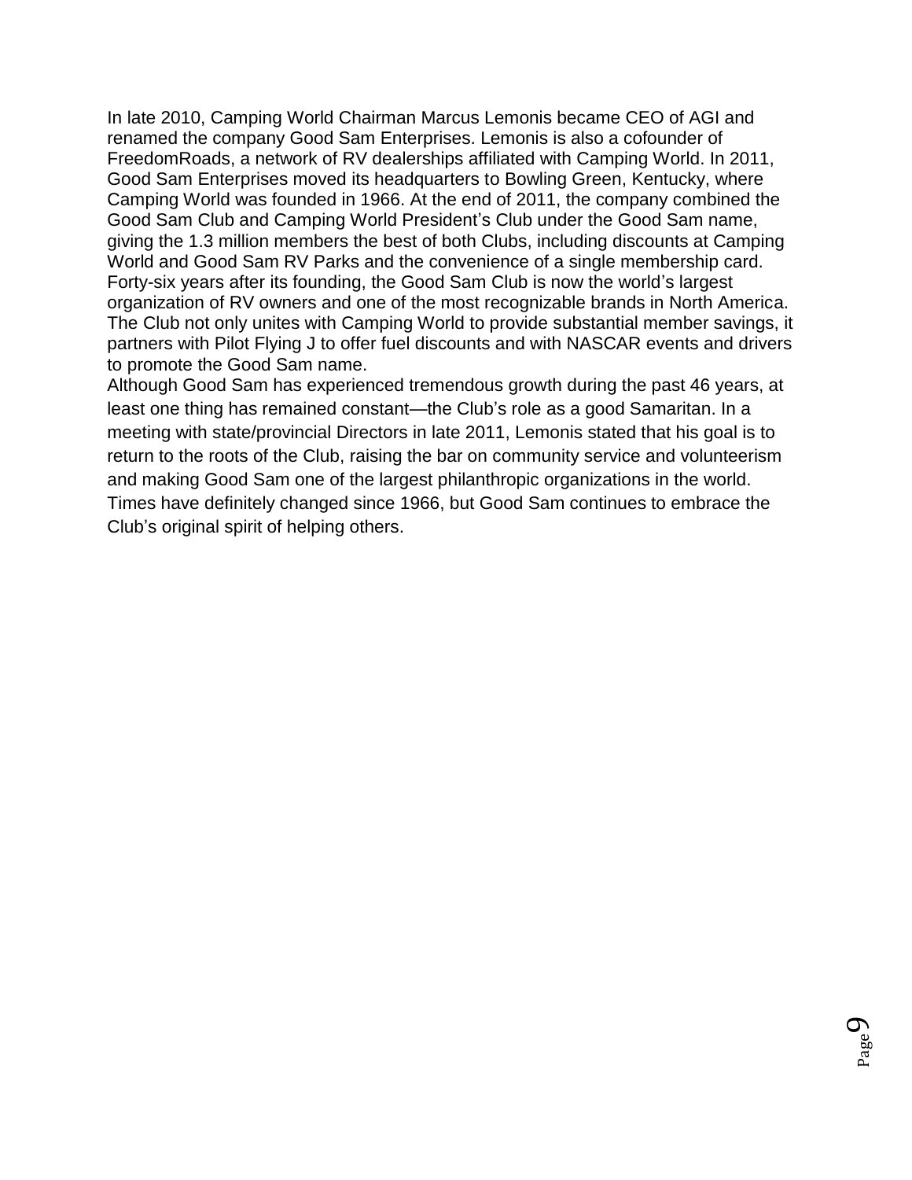In late 2010, Camping World Chairman Marcus Lemonis became CEO of AGI and renamed the company Good Sam Enterprises. Lemonis is also a cofounder of FreedomRoads, a network of RV dealerships affiliated with Camping World. In 2011, Good Sam Enterprises moved its headquarters to Bowling Green, Kentucky, where Camping World was founded in 1966. At the end of 2011, the company combined the Good Sam Club and Camping World President's Club under the Good Sam name, giving the 1.3 million members the best of both Clubs, including discounts at Camping World and Good Sam RV Parks and the convenience of a single membership card. Forty-six years after its founding, the Good Sam Club is now the world's largest organization of RV owners and one of the most recognizable brands in North America. The Club not only unites with Camping World to provide substantial member savings, it partners with Pilot Flying J to offer fuel discounts and with NASCAR events and drivers to promote the Good Sam name.

Although Good Sam has experienced tremendous growth during the past 46 years, at least one thing has remained constant—the Club's role as a good Samaritan. In a meeting with state/provincial Directors in late 2011, Lemonis stated that his goal is to return to the roots of the Club, raising the bar on community service and volunteerism and making Good Sam one of the largest philanthropic organizations in the world. Times have definitely changed since 1966, but Good Sam continues to embrace the Club's original spirit of helping others.